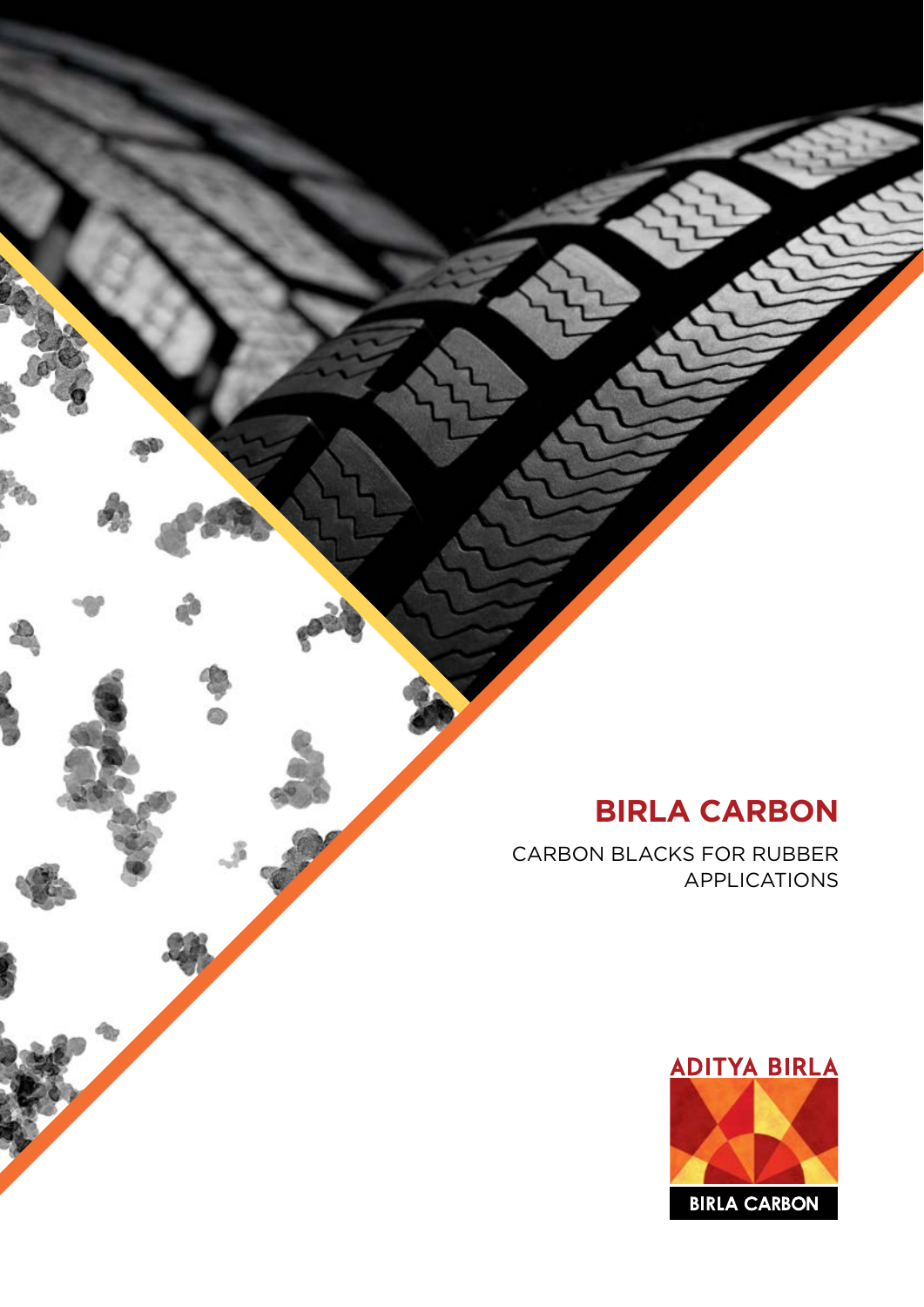# BIRLA CARBON

CARBON BLACKS FOR RUBBER APPLICATIONS

ADITYA BIRLA

BIRLA CARBON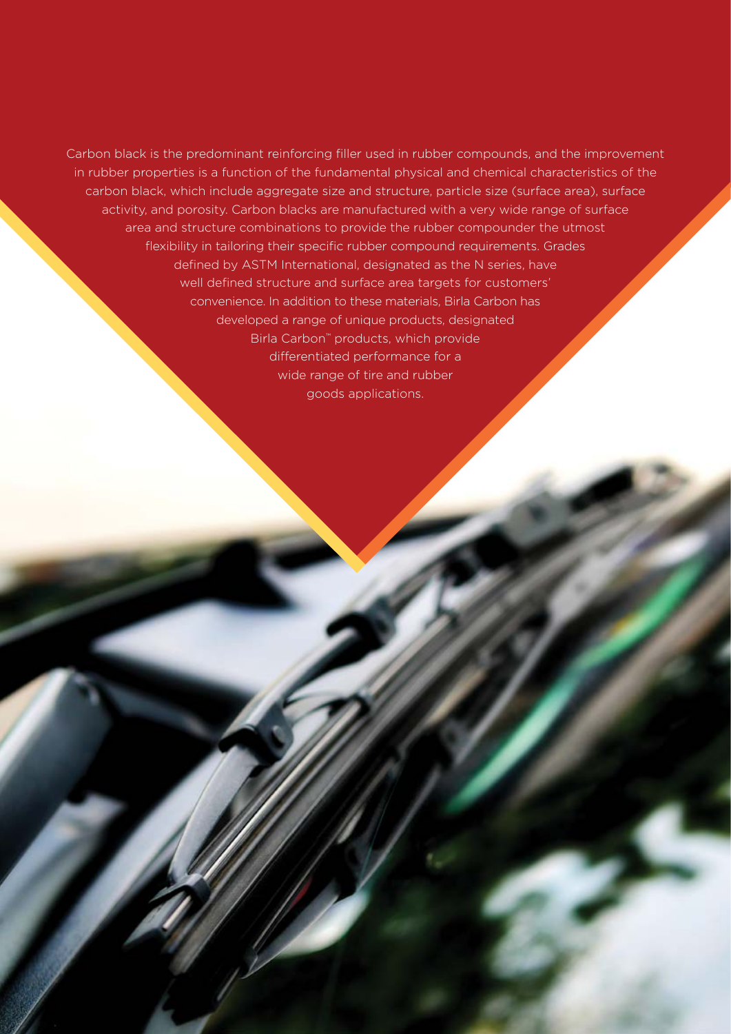Carbon black is the predominant reinforcing filler used in rubber compounds, and the improvement in rubber properties is a function of the fundamental physical and chemical characteristics of the carbon black, which include aggregate size and structure, particle size (surface area), surface activity, and porosity. Carbon blacks are manufactured with a very wide range of surface area and structure combinations to provide the rubber compounder the utmost flexibility in tailoring their specific rubber compound requirements. Grades defined by ASTM International, designated as the N series, have well defined structure and surface area targets for customers' convenience. In addition to these materials, Birla Carbon has developed a range of unique products, designated Birla Carbon™ products, which provide differentiated performance for a wide range of tire and rubber goods applications.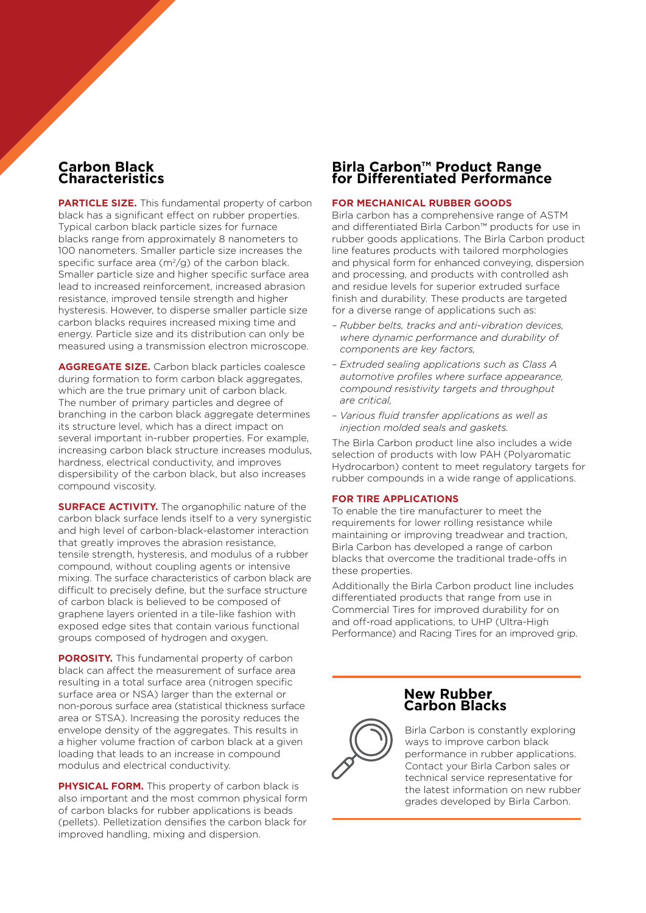## Carbon Black Characteristics

**PARTICLE SIZE.** This fundamental property of carbon black has a significant effect on rubber properties. Typical carbon black particle sizes for furnace blacks range from approximately 8 nanometers to 100 nanometers. Smaller particle size increases the specific surface area ($m^2/g$) of the carbon black. Smaller particle size and higher specific surface area lead to increased reinforcement, increased abrasion resistance, improved tensile strength and higher hysteresis. However, to disperse smaller particle size carbon blacks requires increased mixing time and energy. Particle size and its distribution can only be measured using a transmission electron microscope.

**AGGREGATE SIZE.** Carbon black particles coalesce during formation to form carbon black aggregates, which are the true primary unit of carbon black. The number of primary particles and degree of branching in the carbon black aggregate determines its structure level, which has a direct impact on several important in-rubber properties. For example, increasing carbon black structure increases modulus, hardness, electrical conductivity, and improves dispersibility of the carbon black, but also increases compound viscosity.

**SURFACE ACTIVITY.** The organophilic nature of the carbon black surface lends itself to a very synergistic and high level of carbon-black-elastomer interaction that greatly improves the abrasion resistance, tensile strength, hysteresis, and modulus of a rubber compound, without coupling agents or intensive mixing. The surface characteristics of carbon black are difficult to precisely define, but the surface structure of carbon black is believed to be composed of graphene layers oriented in a tile-like fashion with exposed edge sites that contain various functional groups composed of hydrogen and oxygen.

**POROSITY.** This fundamental property of carbon black can affect the measurement of surface area resulting in a total surface area (nitrogen specific surface area or NSA) larger than the external or non-porous surface area (statistical thickness surface area or STSA). Increasing the porosity reduces the envelope density of the aggregates. This results in a higher volume fraction of carbon black at a given loading that leads to an increase in compound modulus and electrical conductivity.

**PHYSICAL FORM.** This property of carbon black is also important and the most common physical form of carbon blacks for rubber applications is beads (pellets). Pelletization densifies the carbon black for improved handling, mixing and dispersion.

## Birla Carbon™ Product Range for Differentiated Performance

### FOR MECHANICAL RUBBER GOODS

Birla carbon has a comprehensive range of ASTM and differentiated Birla Carbon™ products for use in rubber goods applications. The Birla Carbon product line features products with tailored morphologies and physical form for enhanced conveying, dispersion and processing, and products with controlled ash and residue levels for superior extruded surface finish and durability. These products are targeted for a diverse range of applications such as:

- *Rubber belts, tracks and anti-vibration devices, where dynamic performance and durability of components are key factors,*
- *Extruded sealing applications such as Class A automotive profiles where surface appearance, compound resistivity targets and throughput are critical,*
- *Various fluid transfer applications as well as injection molded seals and gaskets.*

The Birla Carbon product line also includes a wide selection of products with low PAH (Polyaromatic Hydrocarbon) content to meet regulatory targets for rubber compounds in a wide range of applications.

### FOR TIRE APPLICATIONS

To enable the tire manufacturer to meet the requirements for lower rolling resistance while maintaining or improving treadwear and traction, Birla Carbon has developed a range of carbon blacks that overcome the traditional trade-offs in these properties.

Additionally the Birla Carbon product line includes differentiated products that range from use in Commercial Tires for improved durability for on and off-road applications, to UHP (Ultra-High Performance) and Racing Tires for an improved grip.

## New Rubber Carbon Blacks

Birla Carbon is constantly exploring ways to improve carbon black performance in rubber applications. Contact your Birla Carbon sales or technical service representative for the latest information on new rubber grades developed by Birla Carbon.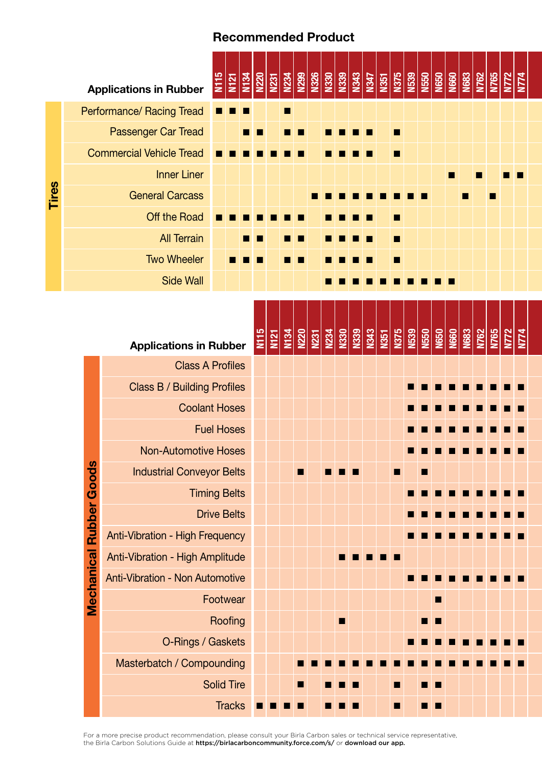## Recommended Product

### Tires

| Applications in Rubber | N115 | N121 | N134 | N220 | N231 | N234 | N299 | N326 | N330 | N339 | N343 | N347 | N351 | N375 | N539 | N550 | N650 | N660 | N683 | N762 | N765 | N772 | N774 |
|---|---|---|---|---|---|---|---|---|---|---|---|---|---|---|---|---|---|---|---|---|---|---|---|
| Performance/ Racing Tread | ■ | ■ | ■ | | | ■ | | | | | | | | | | | | | | | | | |
| Passenger Car Tread | | | ■ | ■ | | ■ | ■ | | ■ | ■ | ■ | ■ | | ■ | | | | | | | | | |
| Commercial Vehicle Tread | ■ | ■ | ■ | ■ | ■ | ■ | ■ | | ■ | ■ | ■ | ■ | | ■ | | | | | | | | | |
| Inner Liner | | | | | | | | | | | | | | | | | | ■ | | ■ | | ■ | ■ |
| General Carcass | | | | | | | | ■ | ■ | ■ | ■ | ■ | ■ | ■ | ■ | ■ | | | ■ | | ■ | | |
| Off the Road | ■ | ■ | ■ | ■ | ■ | ■ | ■ | | ■ | ■ | ■ | ■ | | ■ | | | | | | | | | |
| All Terrain | | | ■ | ■ | | ■ | ■ | | ■ | ■ | ■ | ■ | | ■ | | | | | | | | | |
| Two Wheeler | | ■ | ■ | ■ | | ■ | ■ | | ■ | ■ | ■ | ■ | | ■ | | | | | | | | | |
| Side Wall | | | | | | | | | ■ | ■ | ■ | ■ | ■ | ■ | ■ | ■ | ■ | ■ | | | | | |

### Mechanical Rubber Goods

| Applications in Rubber | N115 | N121 | N134 | N220 | N231 | N234 | N330 | N339 | N343 | N351 | N375 | N539 | N550 | N650 | N660 | N683 | N762 | N765 | N772 | N774 |
|---|---|---|---|---|---|---|---|---|---|---|---|---|---|---|---|---|---|---|---|---|
| Class A Profiles | | | | | | | | | | | | | | | | | | | | |
| Class B / Building Profiles | | | | | | | | | | | | ■ | ■ | ■ | ■ | ■ | ■ | ■ | ■ | ■ |
| Coolant Hoses | | | | | | | | | | | | ■ | ■ | ■ | ■ | ■ | ■ | ■ | ■ | ■ |
| Fuel Hoses | | | | | | | | | | | | ■ | ■ | ■ | ■ | ■ | ■ | ■ | ■ | ■ |
| Non-Automotive Hoses | | | | | | | | | | | | ■ | ■ | ■ | ■ | ■ | ■ | ■ | ■ | ■ |
| Industrial Conveyor Belts | | | | ■ | | ■ | ■ | ■ | | | ■ | | ■ | | | | | | | |
| Timing Belts | | | | | | | | | | | | ■ | ■ | ■ | ■ | ■ | ■ | ■ | ■ | ■ |
| Drive Belts | | | | | | | | | | | | ■ | ■ | ■ | ■ | ■ | ■ | ■ | ■ | ■ |
| Anti-Vibration - High Frequency | | | | | | | | | | | | ■ | ■ | ■ | ■ | ■ | ■ | ■ | ■ | ■ |
| Anti-Vibration - High Amplitude | | | | | | | ■ | ■ | ■ | ■ | ■ | | | | | | | | | |
| Anti-Vibration - Non Automotive | | | | | | | | | | | | ■ | ■ | ■ | ■ | ■ | ■ | ■ | ■ | ■ |
| Footwear | | | | | | | | | | | | | | ■ | | | | | | |
| Roofing | | | | | | | ■ | | | | | | ■ | ■ | | | | | | |
| O-Rings / Gaskets | | | | | | | | | | | | ■ | ■ | ■ | ■ | ■ | ■ | ■ | ■ | ■ |
| Masterbatch / Compounding | | | | ■ | ■ | ■ | ■ | ■ | ■ | ■ | ■ | ■ | ■ | ■ | ■ | ■ | ■ | ■ | ■ | ■ |
| Solid Tire | | | | ■ | | ■ | ■ | ■ | | | ■ | | ■ | ■ | | | | | | |
| Tracks | ■ | ■ | ■ | ■ | | ■ | ■ | ■ | | | ■ | | ■ | ■ | | | | | | |

For a more precise product recommendation, please consult your Birla Carbon sales or technical service representative, the Birla Carbon Solutions Guide at **https://birlacarboncommunity.force.com/s/** or **download our app.**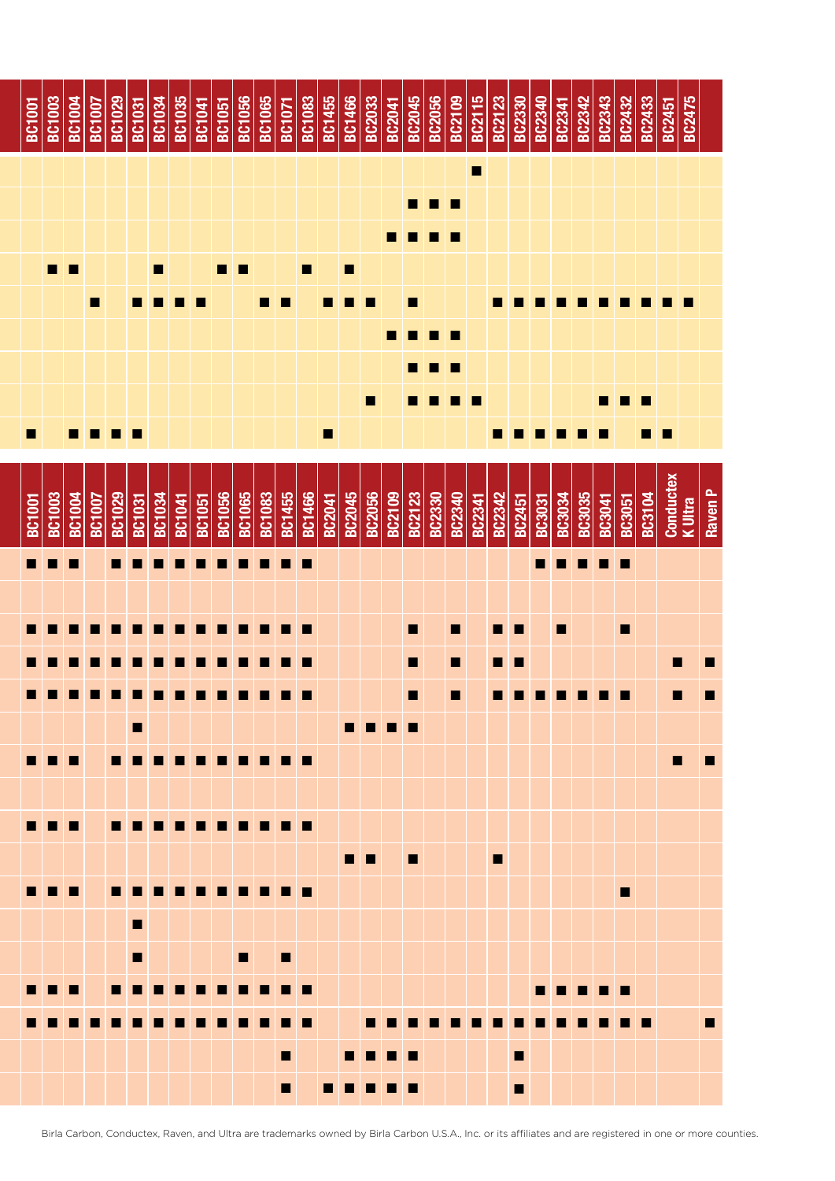| BC1001 | BC1003 | BC1004 | BC1007 | BC1029 | BC1031 | BC1034 | BC1035 | BC1041 | BC1051 | BC1056 | BC1065 | BC1071 | BC1083 | BC1455 | BC1466 | BC2033 | BC2041 | BC2045 | BC2056 | BC2109 | BC2115 | BC2123 | BC2330 | BC2340 | BC2341 | BC2342 | BC2343 | BC2432 | BC2433 | BC2451 | BC2475 |
|---|---|---|---|---|---|---|---|---|---|---|---|---|---|---|---|---|---|---|---|---|---|---|---|---|---|---|---|---|---|---|---|
| | | | | | | | | | | | | | | | | | | | | | ■ | | | | | | | | | | |
| | | | | | | | | | | | | | | | | | | ■ | ■ | ■ | | | | | | | | | | | |
| | | | | | | | | | | | | | | | | | ■ | ■ | ■ | ■ | | | | | | | | | | | |
| | ■ | ■ | | | | ■ | | | ■ | ■ | | | ■ | | ■ | | | | | | | | | | | | | | | | |
| | | | ■ | | ■ | ■ | ■ | ■ | | | ■ | ■ | | ■ | ■ | ■ | | ■ | | | | ■ | ■ | ■ | ■ | ■ | ■ | ■ | ■ | ■ | ■ |
| | | | | | | | | | | | | | | | | | ■ | ■ | ■ | ■ | | | | | | | | | | | |
| | | | | | | | | | | | | | | | | | | ■ | ■ | ■ | | | | | | | | | | | |
| | | | | | | | | | | | | | | | | ■ | | ■ | ■ | ■ | ■ | | | | | | ■ | ■ | ■ | | |
| ■ | | ■ | ■ | ■ | ■ | | | | | | | | | ■ | | | | | | | | ■ | ■ | ■ | ■ | ■ | ■ | | ■ | ■ | |

| BC1001 | BC1003 | BC1004 | BC1007 | BC1029 | BC1031 | BC1034 | BC1041 | BC1051 | BC1056 | BC1065 | BC1083 | BC1455 | BC1466 | BC2041 | BC2045 | BC2056 | BC2109 | BC2123 | BC2330 | BC2340 | BC2341 | BC2342 | BC2451 | BC3031 | BC3034 | BC3035 | BC3041 | BC3051 | BC3104 | Conductex K Ultra | Raven P |
|---|---|---|---|---|---|---|---|---|---|---|---|---|---|---|---|---|---|---|---|---|---|---|---|---|---|---|---|---|---|---|---|
| ■ | ■ | ■ | | ■ | ■ | ■ | ■ | ■ | ■ | ■ | ■ | ■ | ■ | | | | | | | | | | | ■ | ■ | ■ | ■ | ■ | | | |
| | | | | | | | | | | | | | | | | | | | | | | | | | | | | | | | |
| ■ | ■ | ■ | ■ | ■ | ■ | ■ | ■ | ■ | ■ | ■ | ■ | ■ | ■ | | | | | ■ | | ■ | | ■ | ■ | | ■ | | | ■ | | | |
| ■ | ■ | ■ | ■ | ■ | ■ | ■ | ■ | ■ | ■ | ■ | ■ | ■ | ■ | | | | | ■ | | ■ | | ■ | ■ | | | | | | | ■ | ■ |
| ■ | ■ | ■ | ■ | ■ | ■ | ■ | ■ | ■ | ■ | ■ | ■ | ■ | ■ | | | | | ■ | | ■ | | ■ | ■ | ■ | ■ | ■ | ■ | ■ | | ■ | ■ |
| | | | | | ■ | | | | | | | | | | ■ | ■ | ■ | ■ | | | | | | | | | | | | | |
| ■ | ■ | ■ | | ■ | ■ | ■ | ■ | ■ | ■ | ■ | ■ | ■ | ■ | | | | | | | | | | | | | | | | | ■ | ■ |
| | | | | | | | | | | | | | | | | | | | | | | | | | | | | | | | |
| ■ | ■ | ■ | | ■ | ■ | ■ | ■ | ■ | ■ | ■ | ■ | ■ | ■ | | | | | | | | | | | | | | | | | | |
| | | | | | | | | | | | | | | | ■ | ■ | | ■ | | | | ■ | | | | | | | | | |
| ■ | ■ | ■ | | ■ | ■ | ■ | ■ | ■ | ■ | ■ | ■ | ■ | ■ | | | | | | | | | | | | | | | ■ | | | |
| | | | | | ■ | | | | | | | | | | | | | | | | | | | | | | | | | | |
| | | | | | ■ | | | | | ■ | | ■ | | | | | | | | | | | | | | | | | | | |
| ■ | ■ | ■ | | ■ | ■ | ■ | ■ | ■ | ■ | ■ | ■ | ■ | ■ | | | | | | | | | | | ■ | ■ | ■ | ■ | ■ | | | |
| ■ | ■ | ■ | ■ | ■ | ■ | ■ | ■ | ■ | ■ | ■ | ■ | ■ | ■ | | | ■ | ■ | ■ | ■ | ■ | ■ | ■ | ■ | ■ | ■ | ■ | ■ | ■ | ■ | | ■ |
| | | | | | | | | | | | | ■ | | | ■ | ■ | ■ | ■ | | | | | ■ | | | | | | | | |
| | | | | | | | | | | | | ■ | | ■ | ■ | ■ | ■ | ■ | | | | | ■ | | | | | | | | |

Birla Carbon, Conductex, Raven, and Ultra are trademarks owned by Birla Carbon U.S.A., Inc. or its affiliates and are registered in one or more counties.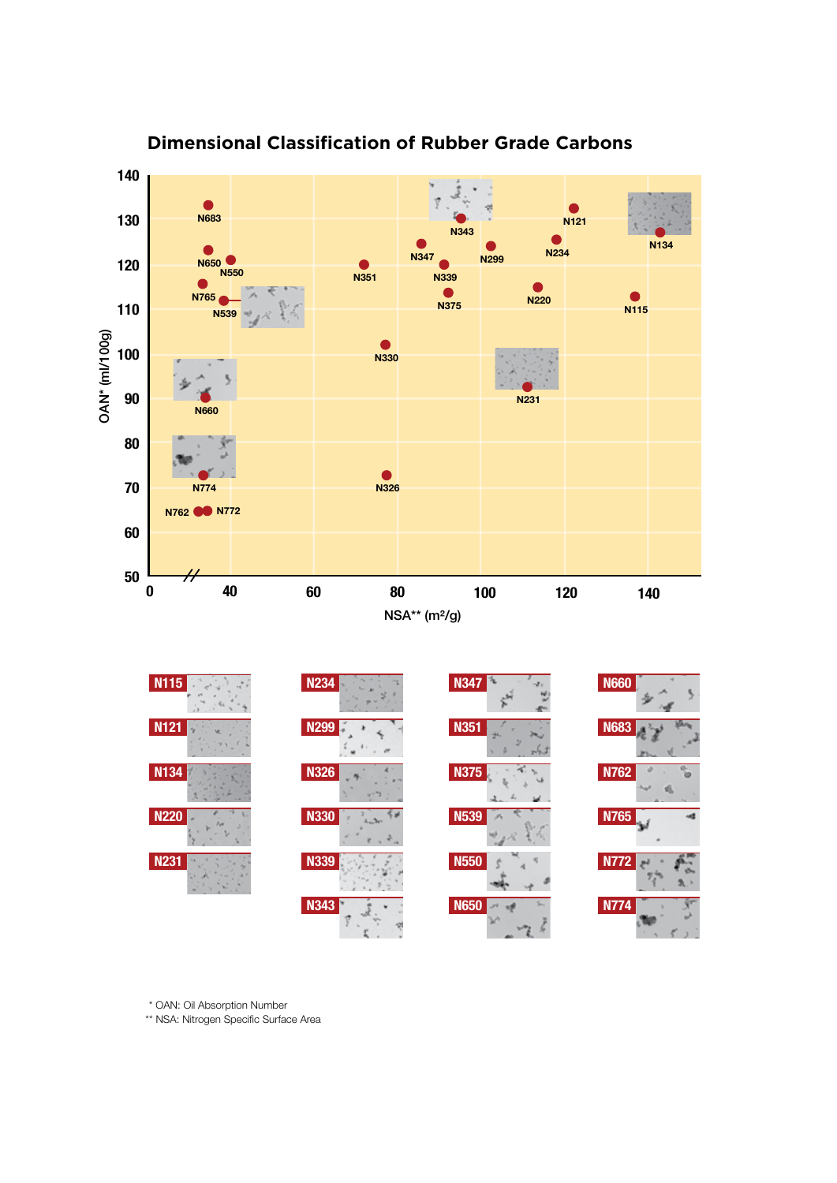## Dimensional Classification of Rubber Grade Carbons

OAN* (ml/100g)

NSA** (m²/g)

N683, N650, N550, N765, N539, N660, N774, N762, N772, N351, N330, N326, N347, N343, N339, N375, N299, N121, N234, N220, N231, N134, N115

N115, N121, N134, N220, N231, N234, N299, N326, N330, N339, N343, N347, N351, N375, N539, N550, N650, N660, N683, N762, N765, N772, N774

\* OAN: Oil Absorption Number

\*\* NSA: Nitrogen Specific Surface Area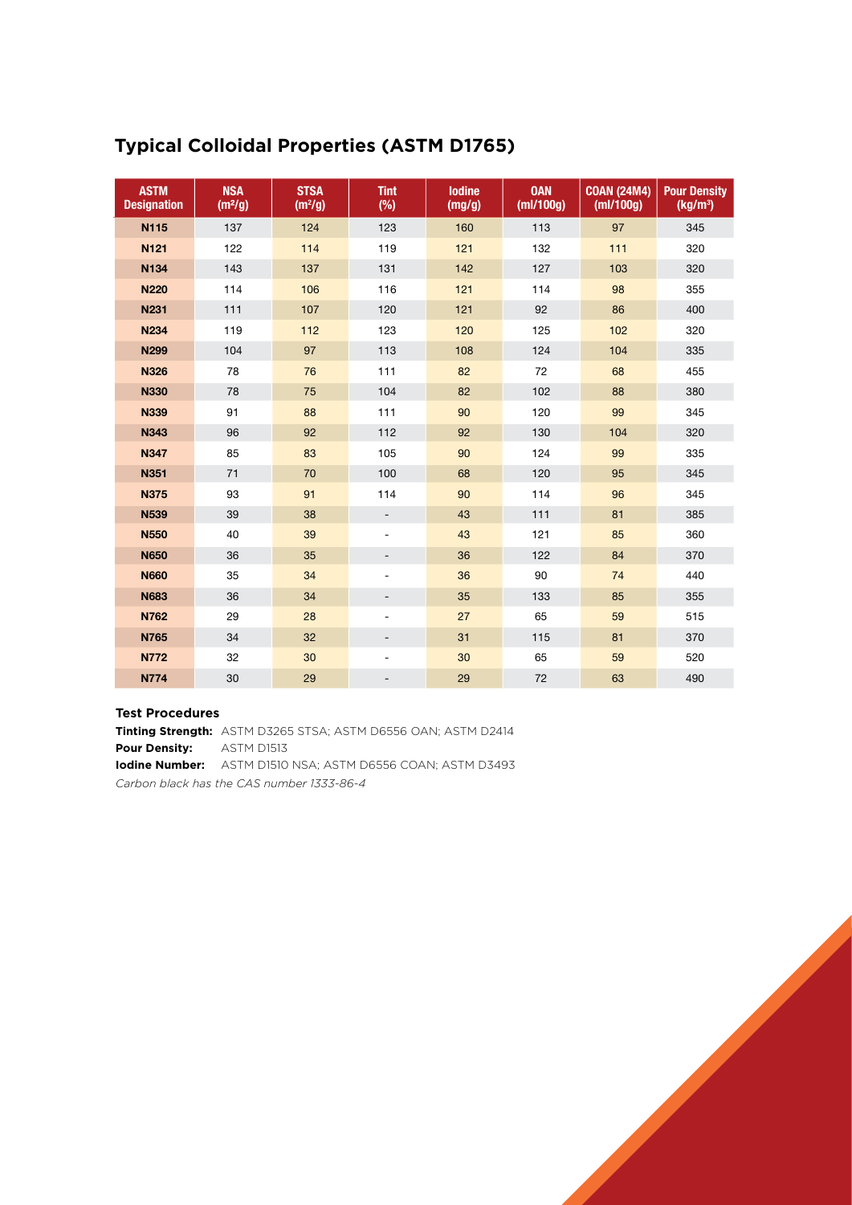## Typical Colloidal Properties (ASTM D1765)

| ASTM Designation | NSA ($m^2/g$) | STSA ($m^2/g$) | Tint (%) | Iodine (mg/g) | OAN (ml/100g) | COAN (24M4) (ml/100g) | Pour Density ($kg/m^3$) |
|---|---|---|---|---|---|---|---|
| **N115** | 137 | 124 | 123 | 160 | 113 | 97 | 345 |
| **N121** | 122 | 114 | 119 | 121 | 132 | 111 | 320 |
| **N134** | 143 | 137 | 131 | 142 | 127 | 103 | 320 |
| **N220** | 114 | 106 | 116 | 121 | 114 | 98 | 355 |
| **N231** | 111 | 107 | 120 | 121 | 92 | 86 | 400 |
| **N234** | 119 | 112 | 123 | 120 | 125 | 102 | 320 |
| **N299** | 104 | 97 | 113 | 108 | 124 | 104 | 335 |
| **N326** | 78 | 76 | 111 | 82 | 72 | 68 | 455 |
| **N330** | 78 | 75 | 104 | 82 | 102 | 88 | 380 |
| **N339** | 91 | 88 | 111 | 90 | 120 | 99 | 345 |
| **N343** | 96 | 92 | 112 | 92 | 130 | 104 | 320 |
| **N347** | 85 | 83 | 105 | 90 | 124 | 99 | 335 |
| **N351** | 71 | 70 | 100 | 68 | 120 | 95 | 345 |
| **N375** | 93 | 91 | 114 | 90 | 114 | 96 | 345 |
| **N539** | 39 | 38 | - | 43 | 111 | 81 | 385 |
| **N550** | 40 | 39 | - | 43 | 121 | 85 | 360 |
| **N650** | 36 | 35 | - | 36 | 122 | 84 | 370 |
| **N660** | 35 | 34 | - | 36 | 90 | 74 | 440 |
| **N683** | 36 | 34 | - | 35 | 133 | 85 | 355 |
| **N762** | 29 | 28 | - | 27 | 65 | 59 | 515 |
| **N765** | 34 | 32 | - | 31 | 115 | 81 | 370 |
| **N772** | 32 | 30 | - | 30 | 65 | 59 | 520 |
| **N774** | 30 | 29 | - | 29 | 72 | 63 | 490 |

**Test Procedures**

**Tinting Strength:** ASTM D3265 STSA; ASTM D6556 OAN; ASTM D2414
**Pour Density:** ASTM D1513
**Iodine Number:** ASTM D1510 NSA; ASTM D6556 COAN; ASTM D3493

*Carbon black has the CAS number 1333-86-4*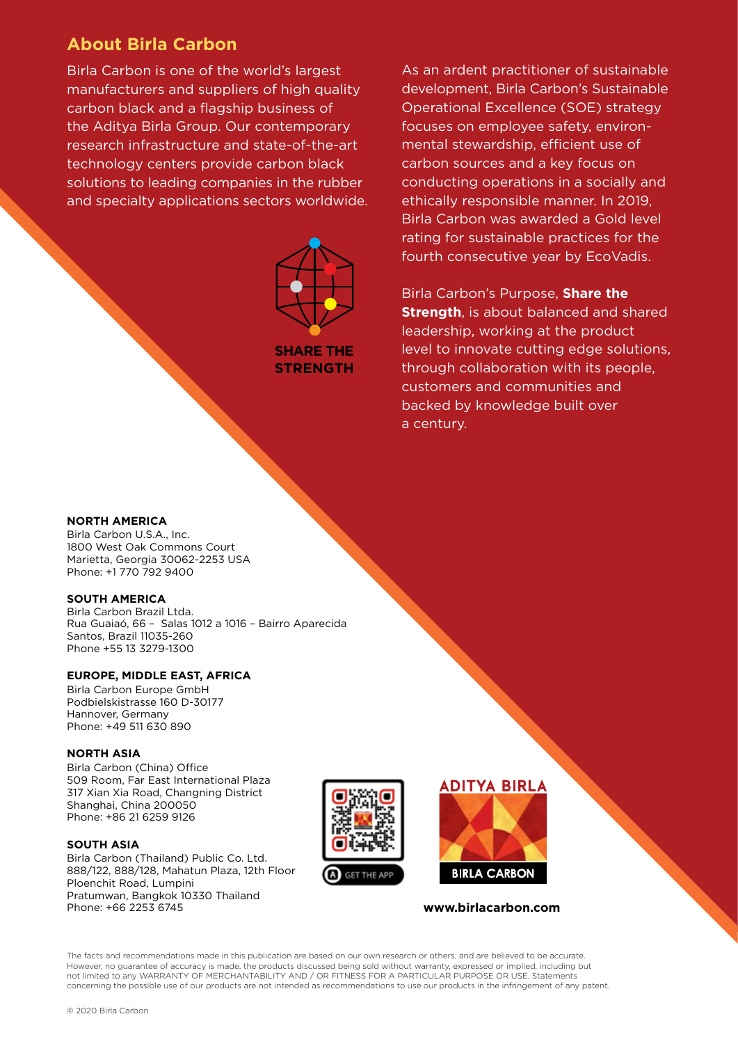## About Birla Carbon

Birla Carbon is one of the world's largest manufacturers and suppliers of high quality carbon black and a flagship business of the Aditya Birla Group. Our contemporary research infrastructure and state-of-the-art technology centers provide carbon black solutions to leading companies in the rubber and specialty applications sectors worldwide.

As an ardent practitioner of sustainable development, Birla Carbon's Sustainable Operational Excellence (SOE) strategy focuses on employee safety, environmental stewardship, efficient use of carbon sources and a key focus on conducting operations in a socially and ethically responsible manner. In 2019, Birla Carbon was awarded a Gold level rating for sustainable practices for the fourth consecutive year by EcoVadis.

Birla Carbon's Purpose, **Share the Strength**, is about balanced and shared leadership, working at the product level to innovate cutting edge solutions, through collaboration with its people, customers and communities and backed by knowledge built over a century.

SHARE THE STRENGTH

**NORTH AMERICA**
Birla Carbon U.S.A., Inc.
1800 West Oak Commons Court
Marietta, Georgia 30062-2253 USA
Phone: +1 770 792 9400

**SOUTH AMERICA**
Birla Carbon Brazil Ltda.
Rua Guaiaó, 66 – Salas 1012 a 1016 – Bairro Aparecida
Santos, Brazil 11035-260
Phone +55 13 3279-1300

**EUROPE, MIDDLE EAST, AFRICA**
Birla Carbon Europe GmbH
Podbielskistrasse 160 D-30177
Hannover, Germany
Phone: +49 511 630 890

**NORTH ASIA**
Birla Carbon (China) Office
509 Room, Far East International Plaza
317 Xian Xia Road, Changning District
Shanghai, China 200050
Phone: +86 21 6259 9126

**SOUTH ASIA**
Birla Carbon (Thailand) Public Co. Ltd.
888/122, 888/128, Mahatun Plaza, 12th Floor
Ploenchit Road, Lumpini
Pratumwan, Bangkok 10330 Thailand
Phone: +66 2253 6745

GET THE APP

ADITYA BIRLA

BIRLA CARBON

**www.birlacarbon.com**

The facts and recommendations made in this publication are based on our own research or others, and are believed to be accurate. However, no guarantee of accuracy is made, the products discussed being sold without warranty, expressed or implied, including but not limited to any WARRANTY OF MERCHANTABILITY AND / OR FITNESS FOR A PARTICULAR PURPOSE OR USE. Statements concerning the possible use of our products are not intended as recommendations to use our products in the infringement of any patent.

© 2020 Birla Carbon